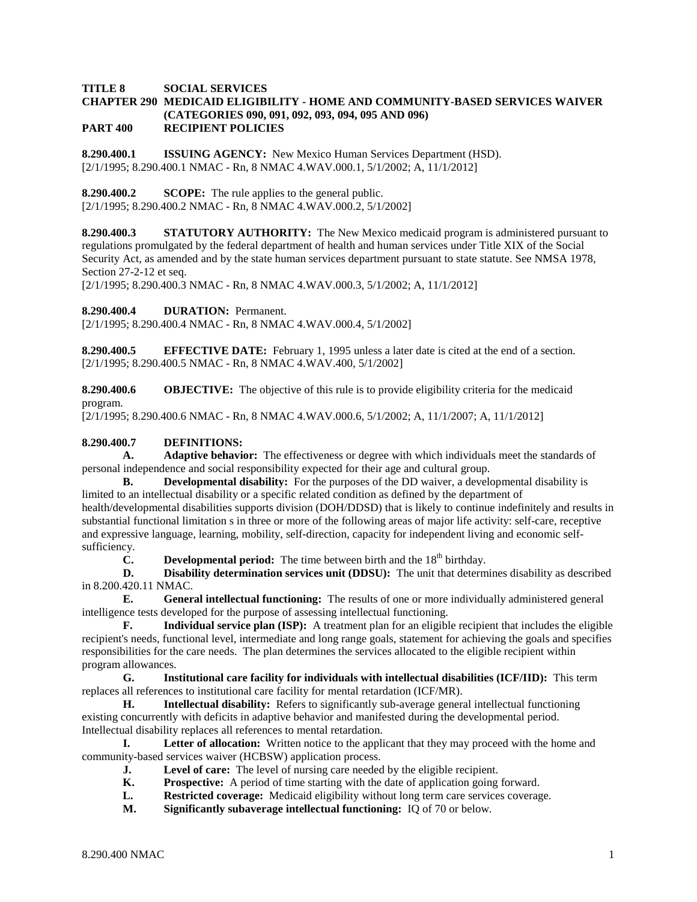**TITLE 8 SOCIAL SERVICES**
**CHAPTER 290 MEDICAID ELIGIBILITY - HOME AND COMMUNITY-BASED SERVICES WAIVER (CATEGORIES 090, 091, 092, 093, 094, 095 AND 096)**
**PART 400 RECIPIENT POLICIES**

**8.290.400.1 ISSUING AGENCY:** New Mexico Human Services Department (HSD).
[2/1/1995; 8.290.400.1 NMAC - Rn, 8 NMAC 4.WAV.000.1, 5/1/2002; A, 11/1/2012]

**8.290.400.2 SCOPE:** The rule applies to the general public.
[2/1/1995; 8.290.400.2 NMAC - Rn, 8 NMAC 4.WAV.000.2, 5/1/2002]

**8.290.400.3 STATUTORY AUTHORITY:** The New Mexico medicaid program is administered pursuant to regulations promulgated by the federal department of health and human services under Title XIX of the Social Security Act, as amended and by the state human services department pursuant to state statute. See NMSA 1978, Section 27-2-12 et seq.
[2/1/1995; 8.290.400.3 NMAC - Rn, 8 NMAC 4.WAV.000.3, 5/1/2002; A, 11/1/2012]

**8.290.400.4 DURATION:** Permanent.
[2/1/1995; 8.290.400.4 NMAC - Rn, 8 NMAC 4.WAV.000.4, 5/1/2002]

**8.290.400.5 EFFECTIVE DATE:** February 1, 1995 unless a later date is cited at the end of a section.
[2/1/1995; 8.290.400.5 NMAC - Rn, 8 NMAC 4.WAV.400, 5/1/2002]

**8.290.400.6 OBJECTIVE:** The objective of this rule is to provide eligibility criteria for the medicaid program.
[2/1/1995; 8.290.400.6 NMAC - Rn, 8 NMAC 4.WAV.000.6, 5/1/2002; A, 11/1/2007; A, 11/1/2012]

**8.290.400.7 DEFINITIONS:**

**A. Adaptive behavior:** The effectiveness or degree with which individuals meet the standards of personal independence and social responsibility expected for their age and cultural group.

**B. Developmental disability:** For the purposes of the DD waiver, a developmental disability is limited to an intellectual disability or a specific related condition as defined by the department of health/developmental disabilities supports division (DOH/DDSD) that is likely to continue indefinitely and results in substantial functional limitation s in three or more of the following areas of major life activity: self-care, receptive and expressive language, learning, mobility, self-direction, capacity for independent living and economic self-sufficiency.

**C. Developmental period:** The time between birth and the 18th birthday.

**D. Disability determination services unit (DDSU):** The unit that determines disability as described in 8.200.420.11 NMAC.

**E. General intellectual functioning:** The results of one or more individually administered general intelligence tests developed for the purpose of assessing intellectual functioning.

**F. Individual service plan (ISP):** A treatment plan for an eligible recipient that includes the eligible recipient's needs, functional level, intermediate and long range goals, statement for achieving the goals and specifies responsibilities for the care needs. The plan determines the services allocated to the eligible recipient within program allowances.

**G. Institutional care facility for individuals with intellectual disabilities (ICF/IID):** This term replaces all references to institutional care facility for mental retardation (ICF/MR).

**H. Intellectual disability:** Refers to significantly sub-average general intellectual functioning existing concurrently with deficits in adaptive behavior and manifested during the developmental period. Intellectual disability replaces all references to mental retardation.

**I. Letter of allocation:** Written notice to the applicant that they may proceed with the home and community-based services waiver (HCBSW) application process.

**J. Level of care:** The level of nursing care needed by the eligible recipient.

**K. Prospective:** A period of time starting with the date of application going forward.

**L. Restricted coverage:** Medicaid eligibility without long term care services coverage.

**M. Significantly subaverage intellectual functioning:** IQ of 70 or below.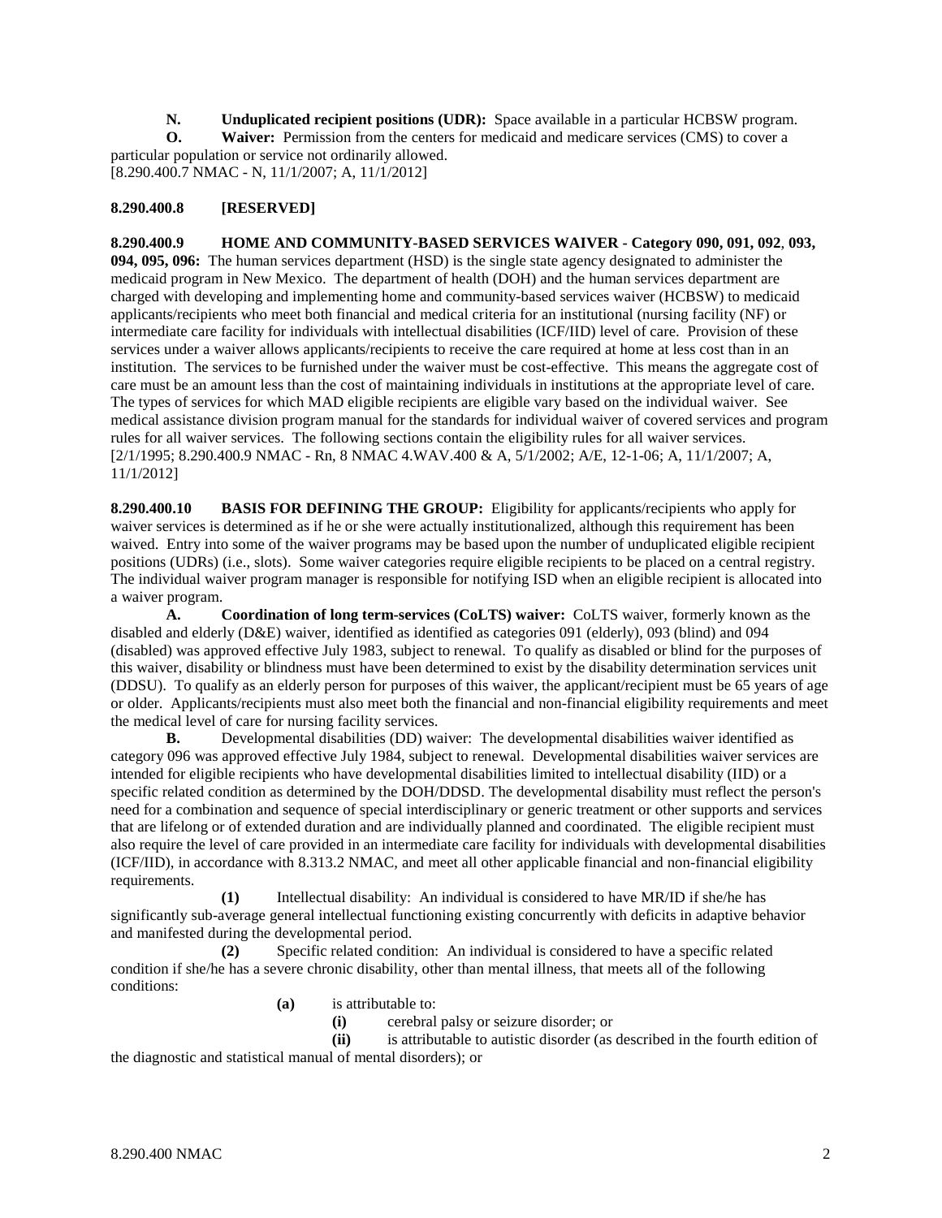**N.** **Unduplicated recipient positions (UDR):** Space available in a particular HCBSW program.

**O.** **Waiver:** Permission from the centers for medicaid and medicare services (CMS) to cover a particular population or service not ordinarily allowed.
[8.290.400.7 NMAC - N, 11/1/2007; A, 11/1/2012]

**8.290.400.8 [RESERVED]**

**8.290.400.9 HOME AND COMMUNITY-BASED SERVICES WAIVER - Category 090, 091, 092, 093, 094, 095, 096:** The human services department (HSD) is the single state agency designated to administer the medicaid program in New Mexico. The department of health (DOH) and the human services department are charged with developing and implementing home and community-based services waiver (HCBSW) to medicaid applicants/recipients who meet both financial and medical criteria for an institutional (nursing facility (NF) or intermediate care facility for individuals with intellectual disabilities (ICF/IID) level of care. Provision of these services under a waiver allows applicants/recipients to receive the care required at home at less cost than in an institution. The services to be furnished under the waiver must be cost-effective. This means the aggregate cost of care must be an amount less than the cost of maintaining individuals in institutions at the appropriate level of care. The types of services for which MAD eligible recipients are eligible vary based on the individual waiver. See medical assistance division program manual for the standards for individual waiver of covered services and program rules for all waiver services. The following sections contain the eligibility rules for all waiver services.
[2/1/1995; 8.290.400.9 NMAC - Rn, 8 NMAC 4.WAV.400 & A, 5/1/2002; A/E, 12-1-06; A, 11/1/2007; A, 11/1/2012]

**8.290.400.10 BASIS FOR DEFINING THE GROUP:** Eligibility for applicants/recipients who apply for waiver services is determined as if he or she were actually institutionalized, although this requirement has been waived. Entry into some of the waiver programs may be based upon the number of unduplicated eligible recipient positions (UDRs) (i.e., slots). Some waiver categories require eligible recipients to be placed on a central registry. The individual waiver program manager is responsible for notifying ISD when an eligible recipient is allocated into a waiver program.

**A.** **Coordination of long term-services (CoLTS) waiver:** CoLTS waiver, formerly known as the disabled and elderly (D&E) waiver, identified as identified as categories 091 (elderly), 093 (blind) and 094 (disabled) was approved effective July 1983, subject to renewal. To qualify as disabled or blind for the purposes of this waiver, disability or blindness must have been determined to exist by the disability determination services unit (DDSU). To qualify as an elderly person for purposes of this waiver, the applicant/recipient must be 65 years of age or older. Applicants/recipients must also meet both the financial and non-financial eligibility requirements and meet the medical level of care for nursing facility services.

**B.** Developmental disabilities (DD) waiver: The developmental disabilities waiver identified as category 096 was approved effective July 1984, subject to renewal. Developmental disabilities waiver services are intended for eligible recipients who have developmental disabilities limited to intellectual disability (IID) or a specific related condition as determined by the DOH/DDSD. The developmental disability must reflect the person's need for a combination and sequence of special interdisciplinary or generic treatment or other supports and services that are lifelong or of extended duration and are individually planned and coordinated. The eligible recipient must also require the level of care provided in an intermediate care facility for individuals with developmental disabilities (ICF/IID), in accordance with 8.313.2 NMAC, and meet all other applicable financial and non-financial eligibility requirements.

**(1)** Intellectual disability: An individual is considered to have MR/ID if she/he has significantly sub-average general intellectual functioning existing concurrently with deficits in adaptive behavior and manifested during the developmental period.

**(2)** Specific related condition: An individual is considered to have a specific related condition if she/he has a severe chronic disability, other than mental illness, that meets all of the following conditions:

**(a)** is attributable to:

**(i)** cerebral palsy or seizure disorder; or

**(ii)** is attributable to autistic disorder (as described in the fourth edition of the diagnostic and statistical manual of mental disorders); or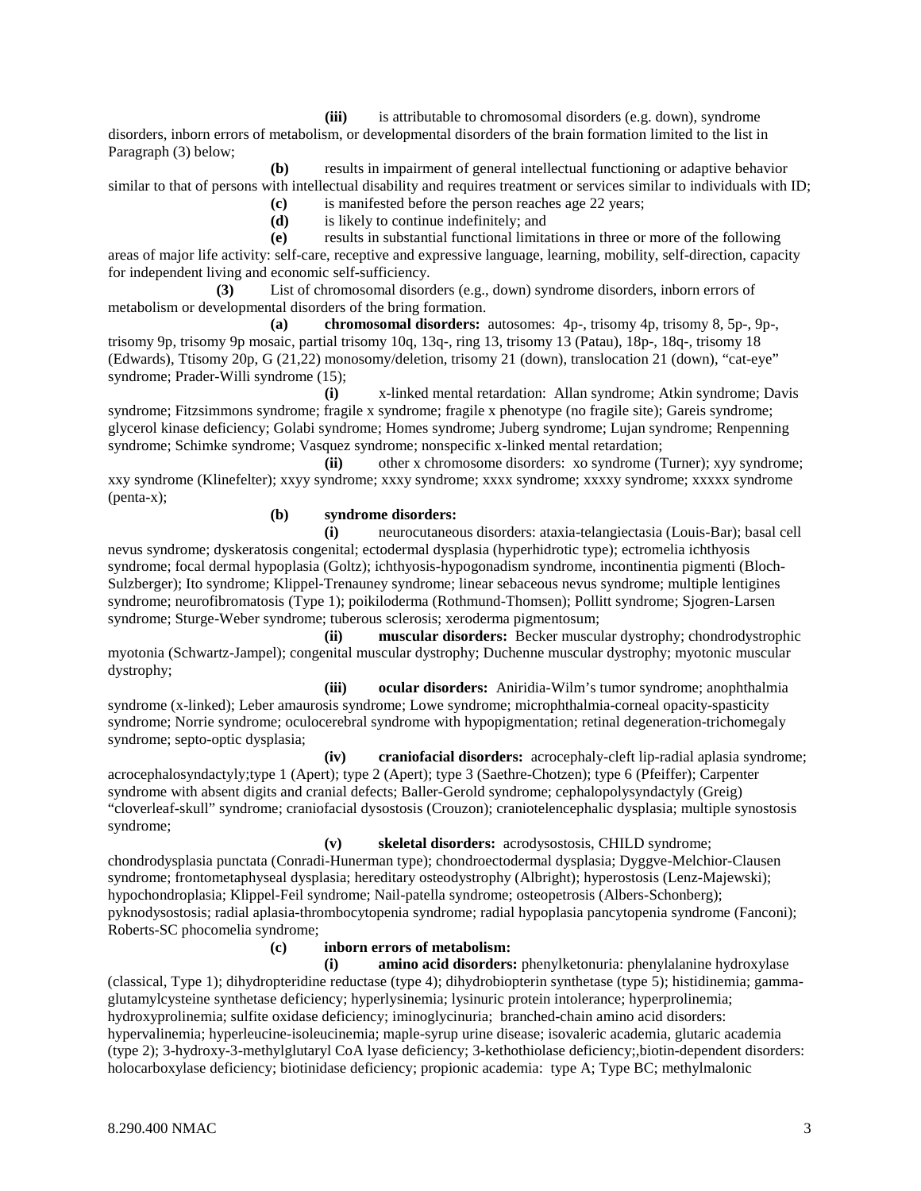**(iii)** is attributable to chromosomal disorders (e.g. down), syndrome disorders, inborn errors of metabolism, or developmental disorders of the brain formation limited to the list in Paragraph (3) below;

**(b)** results in impairment of general intellectual functioning or adaptive behavior similar to that of persons with intellectual disability and requires treatment or services similar to individuals with ID;

**(c)** is manifested before the person reaches age 22 years;

**(d)** is likely to continue indefinitely; and

**(e)** results in substantial functional limitations in three or more of the following areas of major life activity: self-care, receptive and expressive language, learning, mobility, self-direction, capacity for independent living and economic self-sufficiency.

**(3)** List of chromosomal disorders (e.g., down) syndrome disorders, inborn errors of metabolism or developmental disorders of the bring formation.

**(a)** **chromosomal disorders:** autosomes: 4p-, trisomy 4p, trisomy 8, 5p-, 9p-, trisomy 9p, trisomy 9p mosaic, partial trisomy 10q, 13q-, ring 13, trisomy 13 (Patau), 18p-, 18q-, trisomy 18 (Edwards), Ttisomy 20p, G (21,22) monosomy/deletion, trisomy 21 (down), translocation 21 (down), "cat-eye" syndrome; Prader-Willi syndrome (15);

**(i)** x-linked mental retardation: Allan syndrome; Atkin syndrome; Davis syndrome; Fitzsimmons syndrome; fragile x syndrome; fragile x phenotype (no fragile site); Gareis syndrome; glycerol kinase deficiency; Golabi syndrome; Homes syndrome; Juberg syndrome; Lujan syndrome; Renpenning syndrome; Schimke syndrome; Vasquez syndrome; nonspecific x-linked mental retardation;

**(ii)** other x chromosome disorders: xo syndrome (Turner); xyy syndrome; xxy syndrome (Klinefelter); xxyy syndrome; xxxy syndrome; xxxx syndrome; xxxxy syndrome; xxxxx syndrome (penta-x);

**(b)** **syndrome disorders:**

**(i)** neurocutaneous disorders: ataxia-telangiectasia (Louis-Bar); basal cell nevus syndrome; dyskeratosis congenital; ectodermal dysplasia (hyperhidrotic type); ectromelia ichthyosis syndrome; focal dermal hypoplasia (Goltz); ichthyosis-hypogonadism syndrome, incontinentia pigmenti (Bloch-Sulzberger); Ito syndrome; Klippel-Trenauney syndrome; linear sebaceous nevus syndrome; multiple lentigines syndrome; neurofibromatosis (Type 1); poikiloderma (Rothmund-Thomsen); Pollitt syndrome; Sjogren-Larsen syndrome; Sturge-Weber syndrome; tuberous sclerosis; xeroderma pigmentosum;

**(ii)** **muscular disorders:** Becker muscular dystrophy; chondrodystrophic myotonia (Schwartz-Jampel); congenital muscular dystrophy; Duchenne muscular dystrophy; myotonic muscular dystrophy;

**(iii)** **ocular disorders:** Aniridia-Wilm's tumor syndrome; anophthalmia syndrome (x-linked); Leber amaurosis syndrome; Lowe syndrome; microphthalmia-corneal opacity-spasticity syndrome; Norrie syndrome; oculocerebral syndrome with hypopigmentation; retinal degeneration-trichomegaly syndrome; septo-optic dysplasia;

**(iv)** **craniofacial disorders:** acrocephaly-cleft lip-radial aplasia syndrome; acrocephalosyndactyly;type 1 (Apert); type 2 (Apert); type 3 (Saethre-Chotzen); type 6 (Pfeiffer); Carpenter syndrome with absent digits and cranial defects; Baller-Gerold syndrome; cephalopolysyndactyly (Greig) "cloverleaf-skull" syndrome; craniofacial dysostosis (Crouzon); craniotelencephalic dysplasia; multiple synostosis syndrome;

**(v)** **skeletal disorders:** acrodysostosis, CHILD syndrome; chondrodysplasia punctata (Conradi-Hunerman type); chondroectodermal dysplasia; Dyggve-Melchior-Clausen syndrome; frontometaphyseal dysplasia; hereditary osteodystrophy (Albright); hyperostosis (Lenz-Majewski); hypochondroplasia; Klippel-Feil syndrome; Nail-patella syndrome; osteopetrosis (Albers-Schonberg); pyknodysostosis; radial aplasia-thrombocytopenia syndrome; radial hypoplasia pancytopenia syndrome (Fanconi); Roberts-SC phocomelia syndrome;

**(c)** **inborn errors of metabolism:**

**(i)** **amino acid disorders:** phenylketonuria: phenylalanine hydroxylase (classical, Type 1); dihydropteridine reductase (type 4); dihydrobiopterin synthetase (type 5); histidinemia; gamma-glutamylcysteine synthetase deficiency; hyperlysinemia; lysinuric protein intolerance; hyperprolinemia; hydroxyprolinemia; sulfite oxidase deficiency; iminoglycinuria; branched-chain amino acid disorders: hypervalinemia; hyperleucine-isoleucinemia; maple-syrup urine disease; isovaleric academia, glutaric academia (type 2); 3-hydroxy-3-methylglutaryl CoA lyase deficiency; 3-kethothiolase deficiency;,biotin-dependent disorders: holocarboxylase deficiency; biotinidase deficiency; propionic academia: type A; Type BC; methylmalonic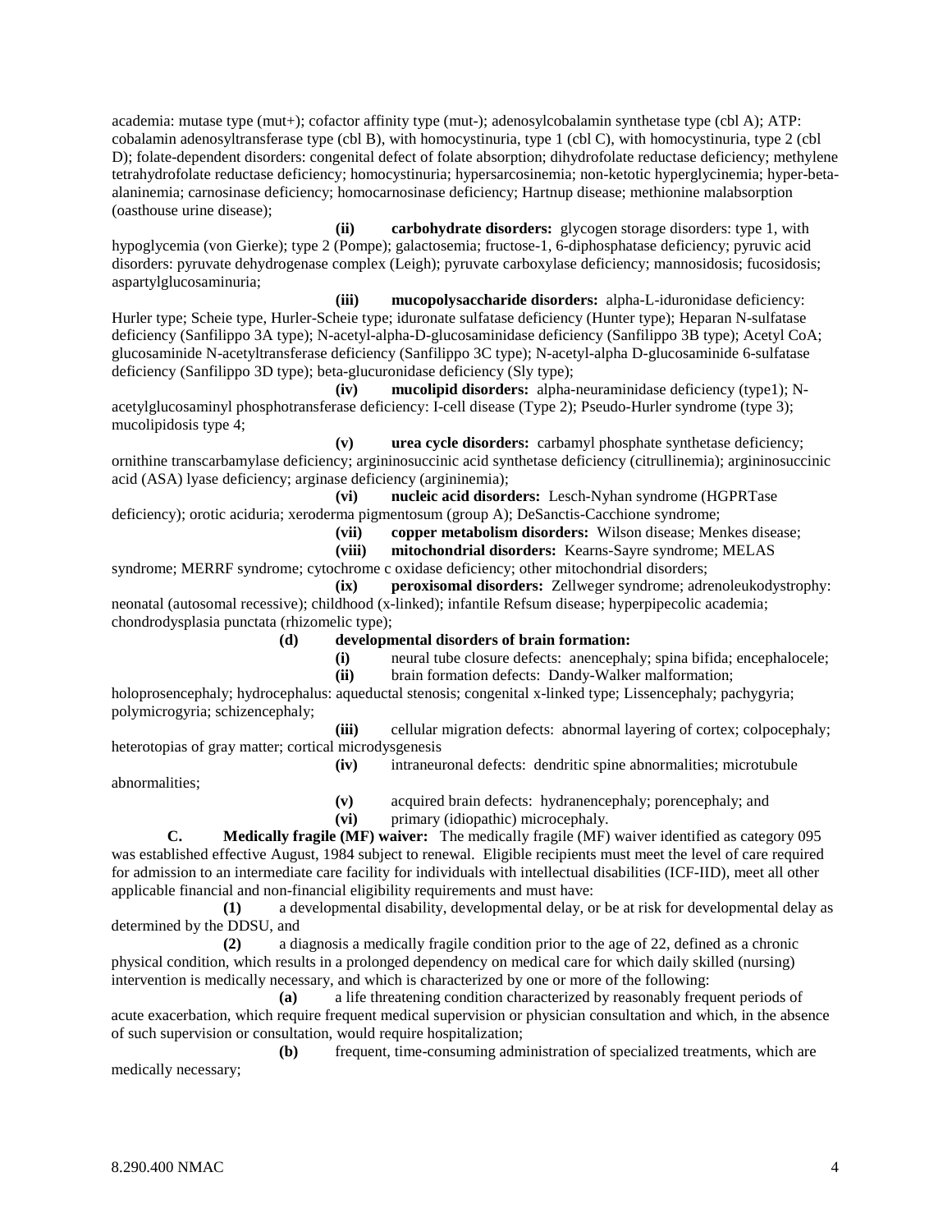academia: mutase type (mut+); cofactor affinity type (mut-); adenosylcobalamin synthetase type (cbl A); ATP: cobalamin adenosyltransferase type (cbl B), with homocystinuria, type 1 (cbl C), with homocystinuria, type 2 (cbl D); folate-dependent disorders: congenital defect of folate absorption; dihydrofolate reductase deficiency; methylene tetrahydrofolate reductase deficiency; homocystinuria; hypersarcosinemia; non-ketotic hyperglycinemia; hyper-beta-alaninemia; carnosinase deficiency; homocarnosinase deficiency; Hartnup disease; methionine malabsorption (oasthouse urine disease);

**(ii)** **carbohydrate disorders:** glycogen storage disorders: type 1, with hypoglycemia (von Gierke); type 2 (Pompe); galactosemia; fructose-1, 6-diphosphatase deficiency; pyruvic acid disorders: pyruvate dehydrogenase complex (Leigh); pyruvate carboxylase deficiency; mannosidosis; fucosidosis; aspartylglucosaminuria;

**(iii)** **mucopolysaccharide disorders:** alpha-L-iduronidase deficiency: Hurler type; Scheie type, Hurler-Scheie type; iduronate sulfatase deficiency (Hunter type); Heparan N-sulfatase deficiency (Sanfilippo 3A type); N-acetyl-alpha-D-glucosaminidase deficiency (Sanfilippo 3B type); Acetyl CoA; glucosaminide N-acetyltransferase deficiency (Sanfilippo 3C type); N-acetyl-alpha D-glucosaminide 6-sulfatase deficiency (Sanfilippo 3D type); beta-glucuronidase deficiency (Sly type);

**(iv)** **mucolipid disorders:** alpha-neuraminidase deficiency (type1); N-acetylglucosaminyl phosphotransferase deficiency: I-cell disease (Type 2); Pseudo-Hurler syndrome (type 3); mucolipidosis type 4;

**(v)** **urea cycle disorders:** carbamyl phosphate synthetase deficiency; ornithine transcarbamylase deficiency; argininosuccinic acid synthetase deficiency (citrullinemia); argininosuccinic acid (ASA) lyase deficiency; arginase deficiency (argininemia);

**(vi)** **nucleic acid disorders:** Lesch-Nyhan syndrome (HGPRTase deficiency); orotic aciduria; xeroderma pigmentosum (group A); DeSanctis-Cacchione syndrome;

**(vii)** **copper metabolism disorders:** Wilson disease; Menkes disease;

**(viii)** **mitochondrial disorders:** Kearns-Sayre syndrome; MELAS syndrome; MERRF syndrome; cytochrome c oxidase deficiency; other mitochondrial disorders;

**(ix)** **peroxisomal disorders:** Zellweger syndrome; adrenoleukodystrophy: neonatal (autosomal recessive); childhood (x-linked); infantile Refsum disease; hyperpipecolic academia; chondrodysplasia punctata (rhizomelic type);

**(d)** **developmental disorders of brain formation:**

**(i)** neural tube closure defects: anencephaly; spina bifida; encephalocele;

**(ii)** brain formation defects: Dandy-Walker malformation; holoprosencephaly; hydrocephalus: aqueductal stenosis; congenital x-linked type; Lissencephaly; pachygyria; polymicrogyria; schizencephaly;

**(iii)** cellular migration defects: abnormal layering of cortex; colpocephaly; heterotopias of gray matter; cortical microdysgenesis

**(iv)** intraneuronal defects: dendritic spine abnormalities; microtubule abnormalities;

**(v)** acquired brain defects: hydranencephaly; porencephaly; and

**(vi)** primary (idiopathic) microcephaly.

**C.** **Medically fragile (MF) waiver:** The medically fragile (MF) waiver identified as category 095 was established effective August, 1984 subject to renewal. Eligible recipients must meet the level of care required for admission to an intermediate care facility for individuals with intellectual disabilities (ICF-IID), meet all other applicable financial and non-financial eligibility requirements and must have:

**(1)** a developmental disability, developmental delay, or be at risk for developmental delay as determined by the DDSU, and

**(2)** a diagnosis a medically fragile condition prior to the age of 22, defined as a chronic physical condition, which results in a prolonged dependency on medical care for which daily skilled (nursing) intervention is medically necessary, and which is characterized by one or more of the following:

**(a)** a life threatening condition characterized by reasonably frequent periods of acute exacerbation, which require frequent medical supervision or physician consultation and which, in the absence of such supervision or consultation, would require hospitalization;

**(b)** frequent, time-consuming administration of specialized treatments, which are medically necessary;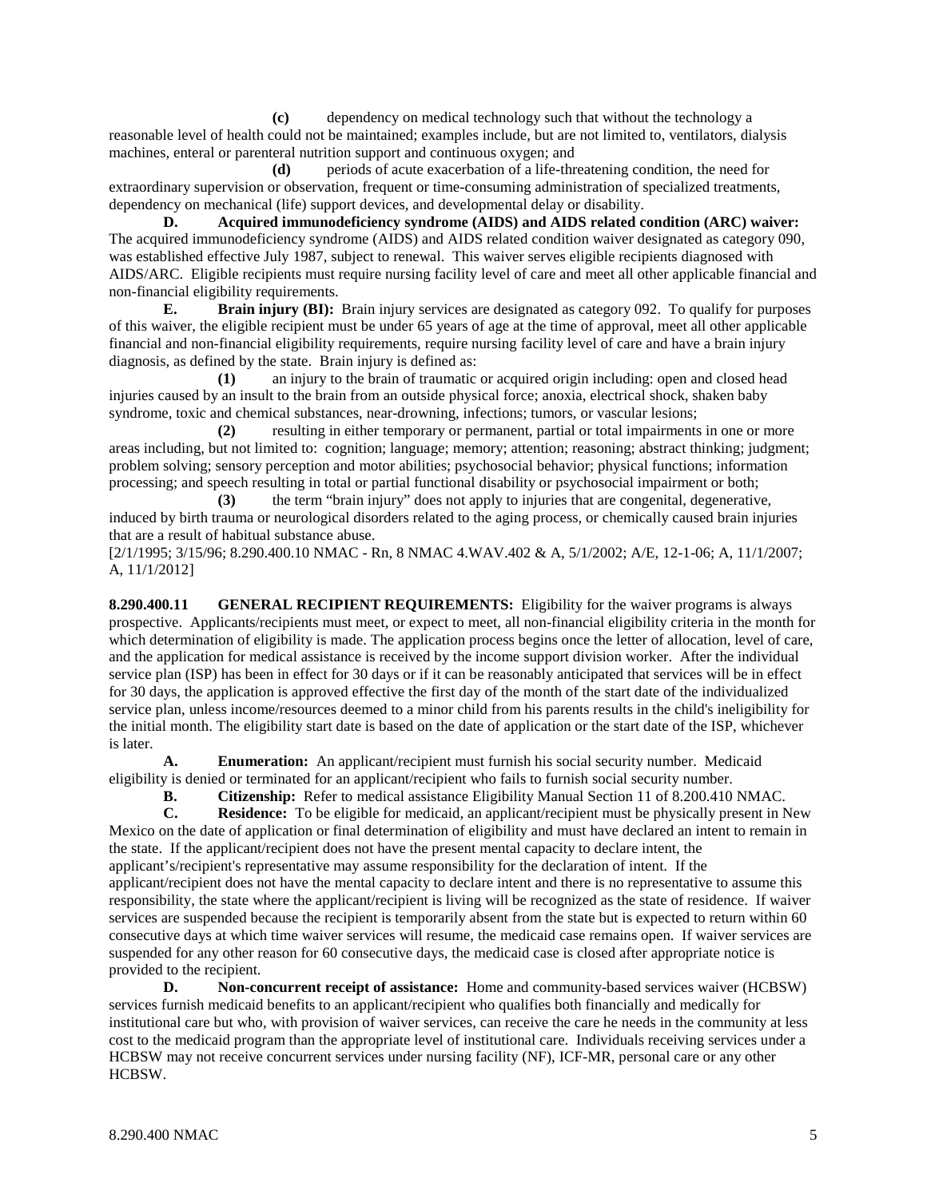**(c)** dependency on medical technology such that without the technology a reasonable level of health could not be maintained; examples include, but are not limited to, ventilators, dialysis machines, enteral or parenteral nutrition support and continuous oxygen; and

**(d)** periods of acute exacerbation of a life-threatening condition, the need for extraordinary supervision or observation, frequent or time-consuming administration of specialized treatments, dependency on mechanical (life) support devices, and developmental delay or disability.

**D. Acquired immunodeficiency syndrome (AIDS) and AIDS related condition (ARC) waiver:** The acquired immunodeficiency syndrome (AIDS) and AIDS related condition waiver designated as category 090, was established effective July 1987, subject to renewal. This waiver serves eligible recipients diagnosed with AIDS/ARC. Eligible recipients must require nursing facility level of care and meet all other applicable financial and non-financial eligibility requirements.

**E. Brain injury (BI):** Brain injury services are designated as category 092. To qualify for purposes of this waiver, the eligible recipient must be under 65 years of age at the time of approval, meet all other applicable financial and non-financial eligibility requirements, require nursing facility level of care and have a brain injury diagnosis, as defined by the state. Brain injury is defined as:

**(1)** an injury to the brain of traumatic or acquired origin including: open and closed head injuries caused by an insult to the brain from an outside physical force; anoxia, electrical shock, shaken baby syndrome, toxic and chemical substances, near-drowning, infections; tumors, or vascular lesions;

**(2)** resulting in either temporary or permanent, partial or total impairments in one or more areas including, but not limited to: cognition; language; memory; attention; reasoning; abstract thinking; judgment; problem solving; sensory perception and motor abilities; psychosocial behavior; physical functions; information processing; and speech resulting in total or partial functional disability or psychosocial impairment or both;

**(3)** the term "brain injury" does not apply to injuries that are congenital, degenerative, induced by birth trauma or neurological disorders related to the aging process, or chemically caused brain injuries that are a result of habitual substance abuse.

[2/1/1995; 3/15/96; 8.290.400.10 NMAC - Rn, 8 NMAC 4.WAV.402 & A, 5/1/2002; A/E, 12-1-06; A, 11/1/2007; A, 11/1/2012]

**8.290.400.11 GENERAL RECIPIENT REQUIREMENTS:** Eligibility for the waiver programs is always prospective. Applicants/recipients must meet, or expect to meet, all non-financial eligibility criteria in the month for which determination of eligibility is made. The application process begins once the letter of allocation, level of care, and the application for medical assistance is received by the income support division worker. After the individual service plan (ISP) has been in effect for 30 days or if it can be reasonably anticipated that services will be in effect for 30 days, the application is approved effective the first day of the month of the start date of the individualized service plan, unless income/resources deemed to a minor child from his parents results in the child's ineligibility for the initial month. The eligibility start date is based on the date of application or the start date of the ISP, whichever is later.

**A. Enumeration:** An applicant/recipient must furnish his social security number. Medicaid eligibility is denied or terminated for an applicant/recipient who fails to furnish social security number.

**B. Citizenship:** Refer to medical assistance Eligibility Manual Section 11 of 8.200.410 NMAC.

**C. Residence:** To be eligible for medicaid, an applicant/recipient must be physically present in New Mexico on the date of application or final determination of eligibility and must have declared an intent to remain in the state. If the applicant/recipient does not have the present mental capacity to declare intent, the applicant's/recipient's representative may assume responsibility for the declaration of intent. If the applicant/recipient does not have the mental capacity to declare intent and there is no representative to assume this responsibility, the state where the applicant/recipient is living will be recognized as the state of residence. If waiver services are suspended because the recipient is temporarily absent from the state but is expected to return within 60 consecutive days at which time waiver services will resume, the medicaid case remains open. If waiver services are suspended for any other reason for 60 consecutive days, the medicaid case is closed after appropriate notice is provided to the recipient.

**D. Non-concurrent receipt of assistance:** Home and community-based services waiver (HCBSW) services furnish medicaid benefits to an applicant/recipient who qualifies both financially and medically for institutional care but who, with provision of waiver services, can receive the care he needs in the community at less cost to the medicaid program than the appropriate level of institutional care. Individuals receiving services under a HCBSW may not receive concurrent services under nursing facility (NF), ICF-MR, personal care or any other HCBSW.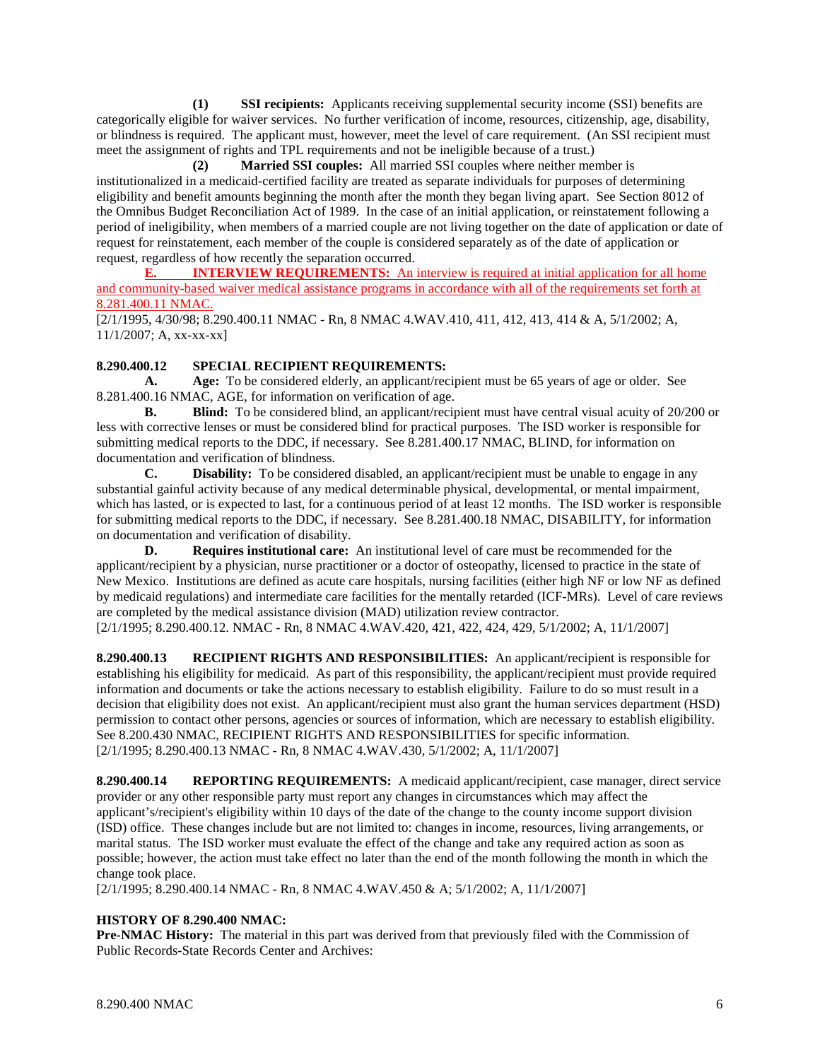**(1) SSI recipients:** Applicants receiving supplemental security income (SSI) benefits are categorically eligible for waiver services. No further verification of income, resources, citizenship, age, disability, or blindness is required. The applicant must, however, meet the level of care requirement. (An SSI recipient must meet the assignment of rights and TPL requirements and not be ineligible because of a trust.)

**(2) Married SSI couples:** All married SSI couples where neither member is institutionalized in a medicaid-certified facility are treated as separate individuals for purposes of determining eligibility and benefit amounts beginning the month after the month they began living apart. See Section 8012 of the Omnibus Budget Reconciliation Act of 1989. In the case of an initial application, or reinstatement following a period of ineligibility, when members of a married couple are not living together on the date of application or date of request for reinstatement, each member of the couple is considered separately as of the date of application or request, regardless of how recently the separation occurred.

**E. INTERVIEW REQUIREMENTS:** An interview is required at initial application for all home and community-based waiver medical assistance programs in accordance with all of the requirements set forth at 8.281.400.11 NMAC.

[2/1/1995, 4/30/98; 8.290.400.11 NMAC - Rn, 8 NMAC 4.WAV.410, 411, 412, 413, 414 & A, 5/1/2002; A, 11/1/2007; A, xx-xx-xx]

**8.290.400.12 SPECIAL RECIPIENT REQUIREMENTS:**

**A. Age:** To be considered elderly, an applicant/recipient must be 65 years of age or older. See 8.281.400.16 NMAC, AGE, for information on verification of age.

**B. Blind:** To be considered blind, an applicant/recipient must have central visual acuity of 20/200 or less with corrective lenses or must be considered blind for practical purposes. The ISD worker is responsible for submitting medical reports to the DDC, if necessary. See 8.281.400.17 NMAC, BLIND, for information on documentation and verification of blindness.

**C. Disability:** To be considered disabled, an applicant/recipient must be unable to engage in any substantial gainful activity because of any medical determinable physical, developmental, or mental impairment, which has lasted, or is expected to last, for a continuous period of at least 12 months. The ISD worker is responsible for submitting medical reports to the DDC, if necessary. See 8.281.400.18 NMAC, DISABILITY, for information on documentation and verification of disability.

**D. Requires institutional care:** An institutional level of care must be recommended for the applicant/recipient by a physician, nurse practitioner or a doctor of osteopathy, licensed to practice in the state of New Mexico. Institutions are defined as acute care hospitals, nursing facilities (either high NF or low NF as defined by medicaid regulations) and intermediate care facilities for the mentally retarded (ICF-MRs). Level of care reviews are completed by the medical assistance division (MAD) utilization review contractor.

[2/1/1995; 8.290.400.12. NMAC - Rn, 8 NMAC 4.WAV.420, 421, 422, 424, 429, 5/1/2002; A, 11/1/2007]

**8.290.400.13 RECIPIENT RIGHTS AND RESPONSIBILITIES:** An applicant/recipient is responsible for establishing his eligibility for medicaid. As part of this responsibility, the applicant/recipient must provide required information and documents or take the actions necessary to establish eligibility. Failure to do so must result in a decision that eligibility does not exist. An applicant/recipient must also grant the human services department (HSD) permission to contact other persons, agencies or sources of information, which are necessary to establish eligibility. See 8.200.430 NMAC, RECIPIENT RIGHTS AND RESPONSIBILITIES for specific information.

[2/1/1995; 8.290.400.13 NMAC - Rn, 8 NMAC 4.WAV.430, 5/1/2002; A, 11/1/2007]

**8.290.400.14 REPORTING REQUIREMENTS:** A medicaid applicant/recipient, case manager, direct service provider or any other responsible party must report any changes in circumstances which may affect the applicant's/recipient's eligibility within 10 days of the date of the change to the county income support division (ISD) office. These changes include but are not limited to: changes in income, resources, living arrangements, or marital status. The ISD worker must evaluate the effect of the change and take any required action as soon as possible; however, the action must take effect no later than the end of the month following the month in which the change took place.

[2/1/1995; 8.290.400.14 NMAC - Rn, 8 NMAC 4.WAV.450 & A; 5/1/2002; A, 11/1/2007]

**HISTORY OF 8.290.400 NMAC:**

**Pre-NMAC History:** The material in this part was derived from that previously filed with the Commission of Public Records-State Records Center and Archives: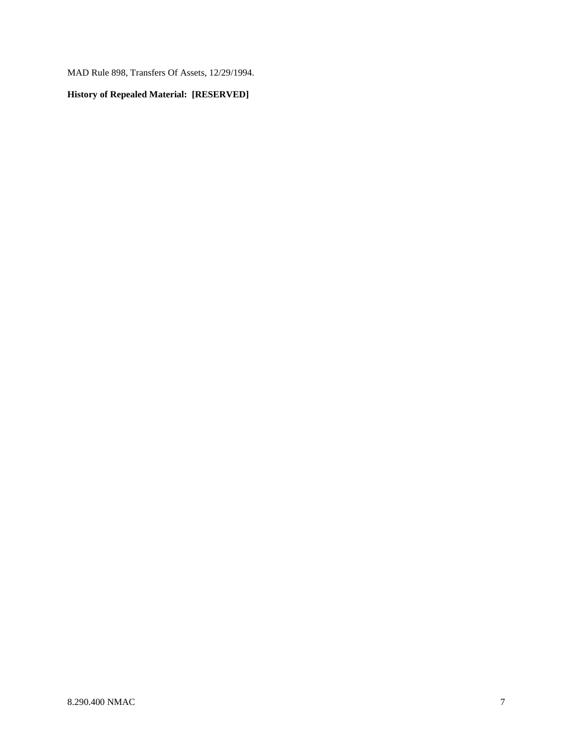MAD Rule 898, Transfers Of Assets, 12/29/1994.

**History of Repealed Material: [RESERVED]**